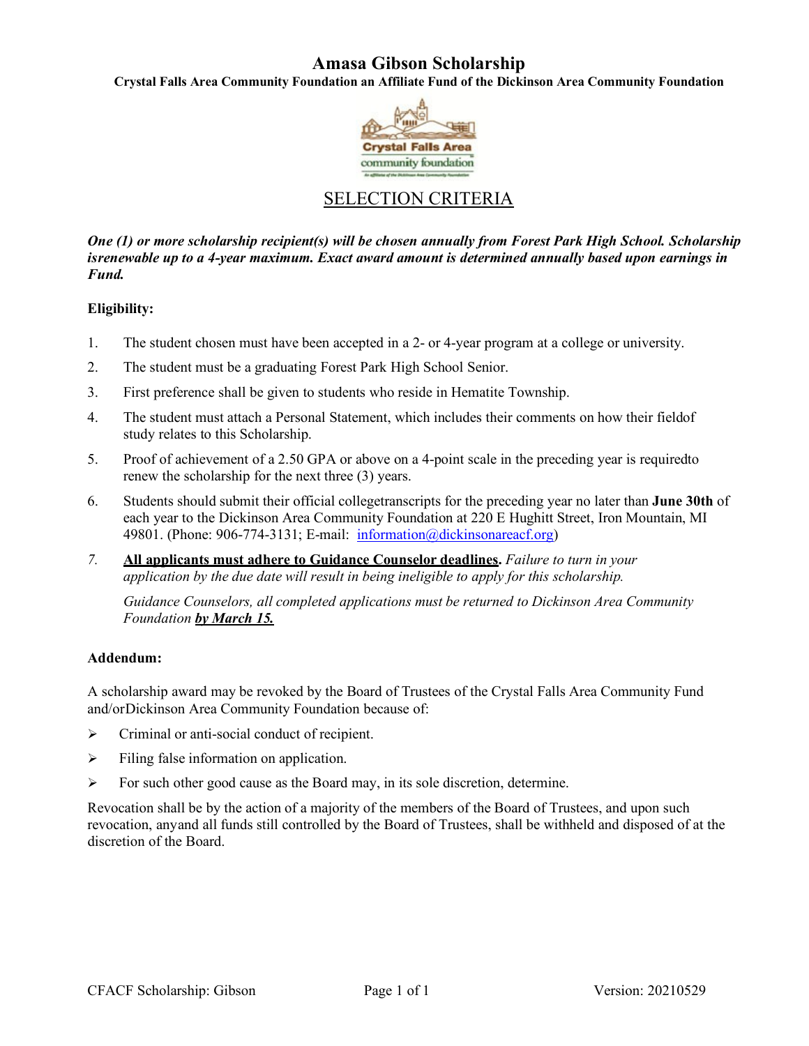# Amasa Gibson Scholarship

**Crystal Falls Area Community Foundation an Affiliate Fund of the Dickinson Area Community Foundation**

## SELECTION CRITERIA

***One (1) or more scholarship recipient(s) will be chosen annually from Forest Park High School. Scholarship isrenewable up to a 4-year maximum. Exact award amount is determined annually based upon earnings in Fund.***

**Eligibility:**

1. The student chosen must have been accepted in a 2- or 4-year program at a college or university.
2. The student must be a graduating Forest Park High School Senior.
3. First preference shall be given to students who reside in Hematite Township.
4. The student must attach a Personal Statement, which includes their comments on how their fieldof study relates to this Scholarship.
5. Proof of achievement of a 2.50 GPA or above on a 4-point scale in the preceding year is requiredto renew the scholarship for the next three (3) years.
6. Students should submit their official collegetranscripts for the preceding year no later than **June 30th** of each year to the Dickinson Area Community Foundation at 220 E Hughitt Street, Iron Mountain, MI 49801. (Phone: 906-774-3131; E-mail: information@dickinsonareacf.org)
7. ***All applicants must adhere to Guidance Counselor deadlines.*** *Failure to turn in your application by the due date will result in being ineligible to apply for this scholarship.*

   *Guidance Counselors, all completed applications must be returned to Dickinson Area Community Foundation* ***by March 15.***

**Addendum:**

A scholarship award may be revoked by the Board of Trustees of the Crystal Falls Area Community Fund and/orDickinson Area Community Foundation because of:

- Criminal or anti-social conduct of recipient.
- Filing false information on application.
- For such other good cause as the Board may, in its sole discretion, determine.

Revocation shall be by the action of a majority of the members of the Board of Trustees, and upon such revocation, anyand all funds still controlled by the Board of Trustees, shall be withheld and disposed of at the discretion of the Board.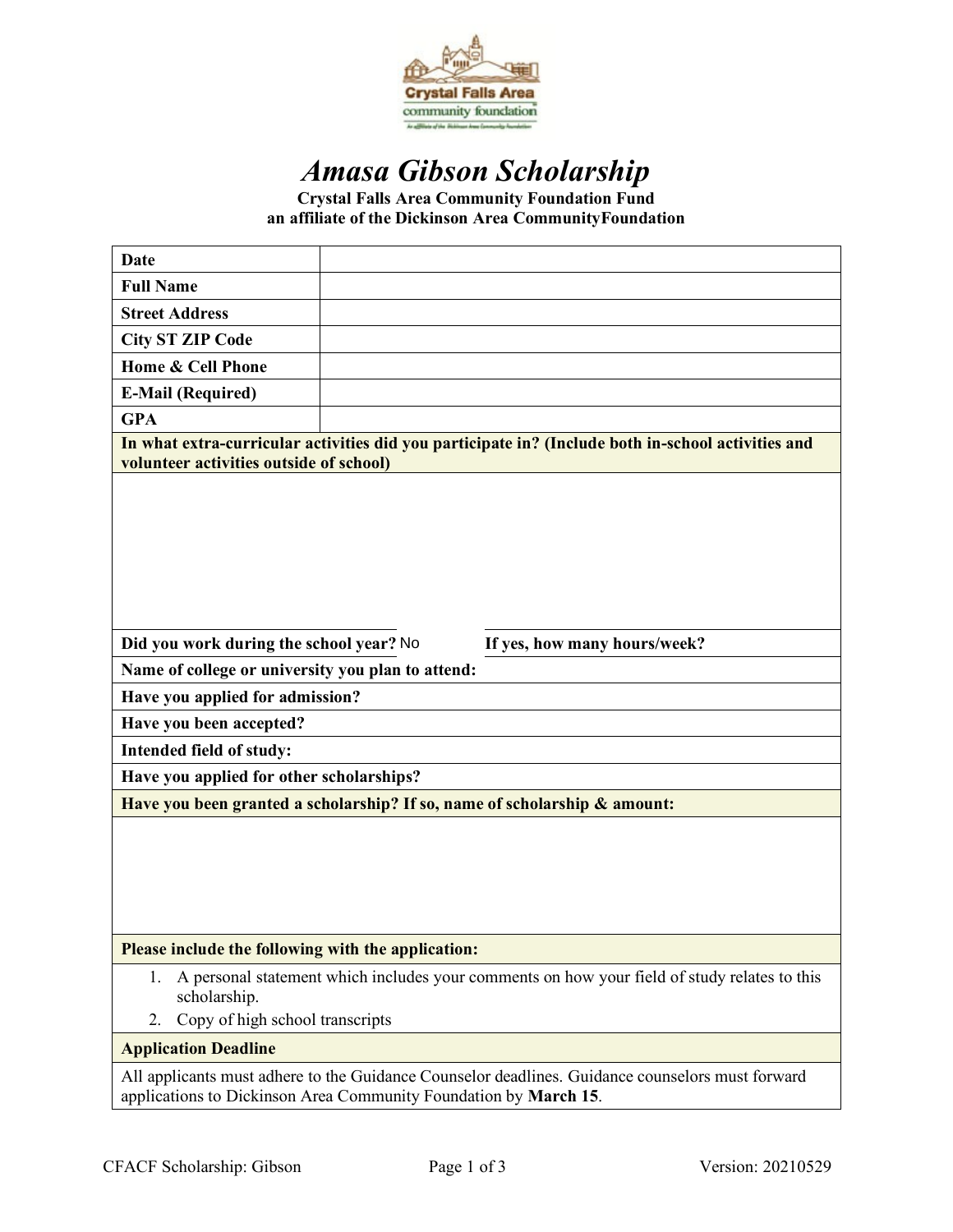# *Amasa Gibson Scholarship*

**Crystal Falls Area Community Foundation Fund**
**an affiliate of the Dickinson Area CommunityFoundation**

| | |
|---|---|
| **Date** | |
| **Full Name** | |
| **Street Address** | |
| **City ST ZIP Code** | |
| **Home & Cell Phone** | |
| **E-Mail (Required)** | |
| **GPA** | |

**In what extra-curricular activities did you participate in? (Include both in-school activities and volunteer activities outside of school)**

**Did you work during the school year?** No **If yes, how many hours/week?**

**Name of college or university you plan to attend:**

**Have you applied for admission?**

**Have you been accepted?**

**Intended field of study:**

**Have you applied for other scholarships?**

**Have you been granted a scholarship? If so, name of scholarship & amount:**

**Please include the following with the application:**

1. A personal statement which includes your comments on how your field of study relates to this scholarship.
2. Copy of high school transcripts

**Application Deadline**

All applicants must adhere to the Guidance Counselor deadlines. Guidance counselors must forward applications to Dickinson Area Community Foundation by **March 15**.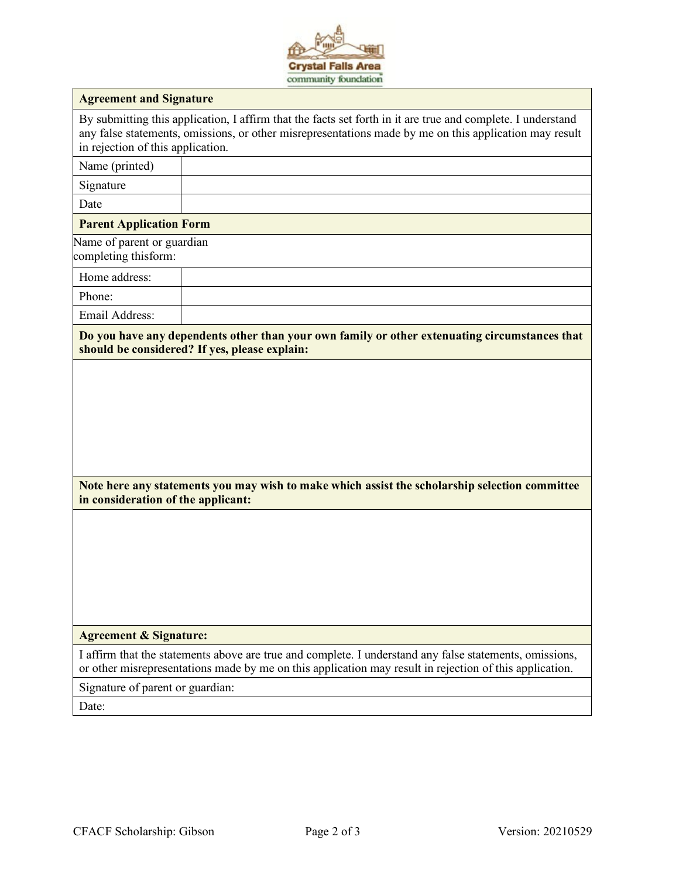## Agreement and Signature

By submitting this application, I affirm that the facts set forth in it are true and complete. I understand any false statements, omissions, or other misrepresentations made by me on this application may result in rejection of this application.

| Name (printed) | |
|---|---|
| Signature | |
| Date | |

## Parent Application Form

Name of parent or guardian completing thisform:

| Home address: | |
|---|---|
| Phone: | |
| Email Address: | |

**Do you have any dependents other than your own family or other extenuating circumstances that should be considered? If yes, please explain:**

**Note here any statements you may wish to make which assist the scholarship selection committee in consideration of the applicant:**

## Agreement & Signature:

I affirm that the statements above are true and complete. I understand any false statements, omissions, or other misrepresentations made by me on this application may result in rejection of this application.

Signature of parent or guardian:

Date: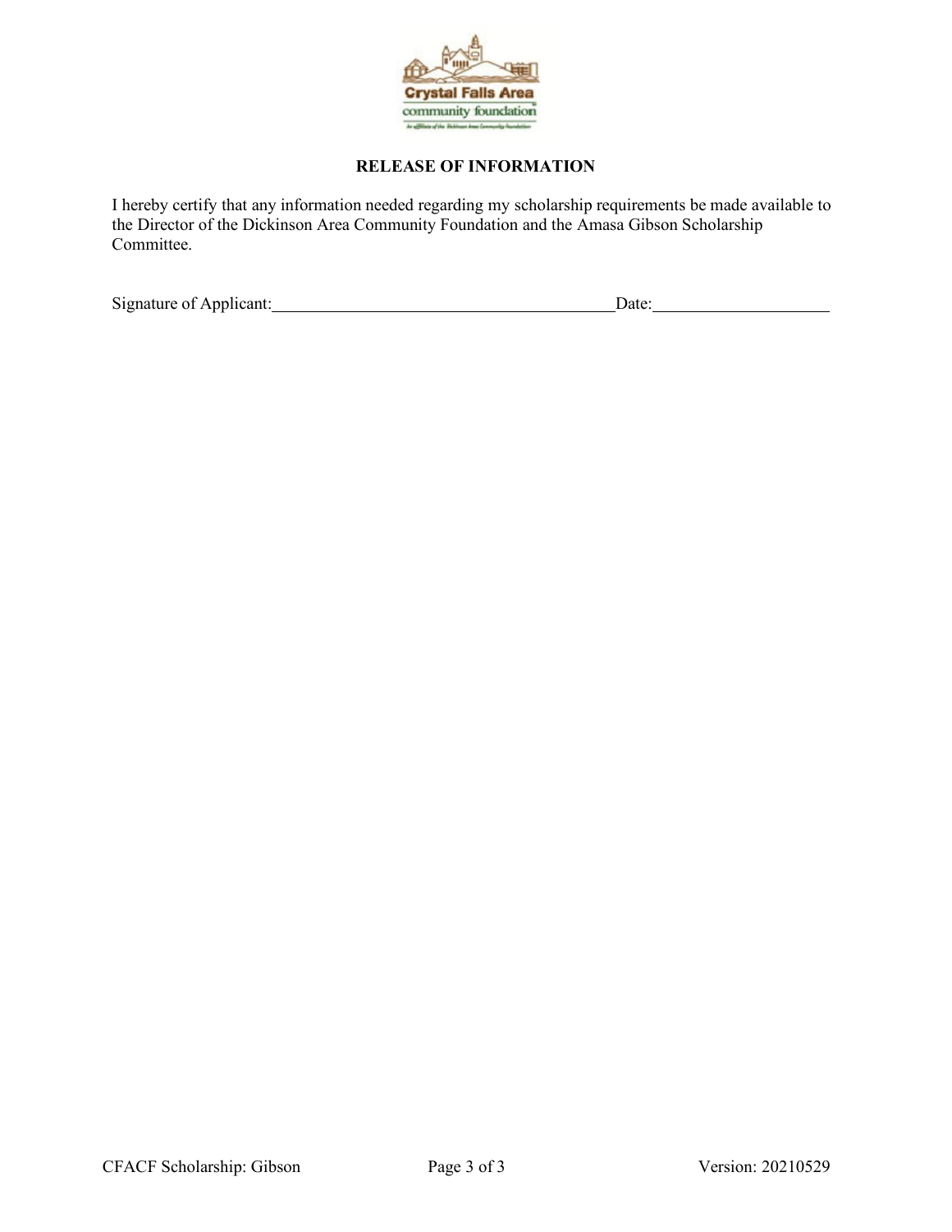# RELEASE OF INFORMATION

I hereby certify that any information needed regarding my scholarship requirements be made available to the Director of the Dickinson Area Community Foundation and the Amasa Gibson Scholarship Committee.

Signature of Applicant:\_\_\_\_\_\_\_\_\_\_\_\_\_\_\_\_\_\_\_\_\_\_\_\_\_\_\_\_\_\_\_\_\_\_\_\_\_\_\_\_ Date:\_\_\_\_\_\_\_\_\_\_\_\_\_\_\_\_\_\_\_\_\_